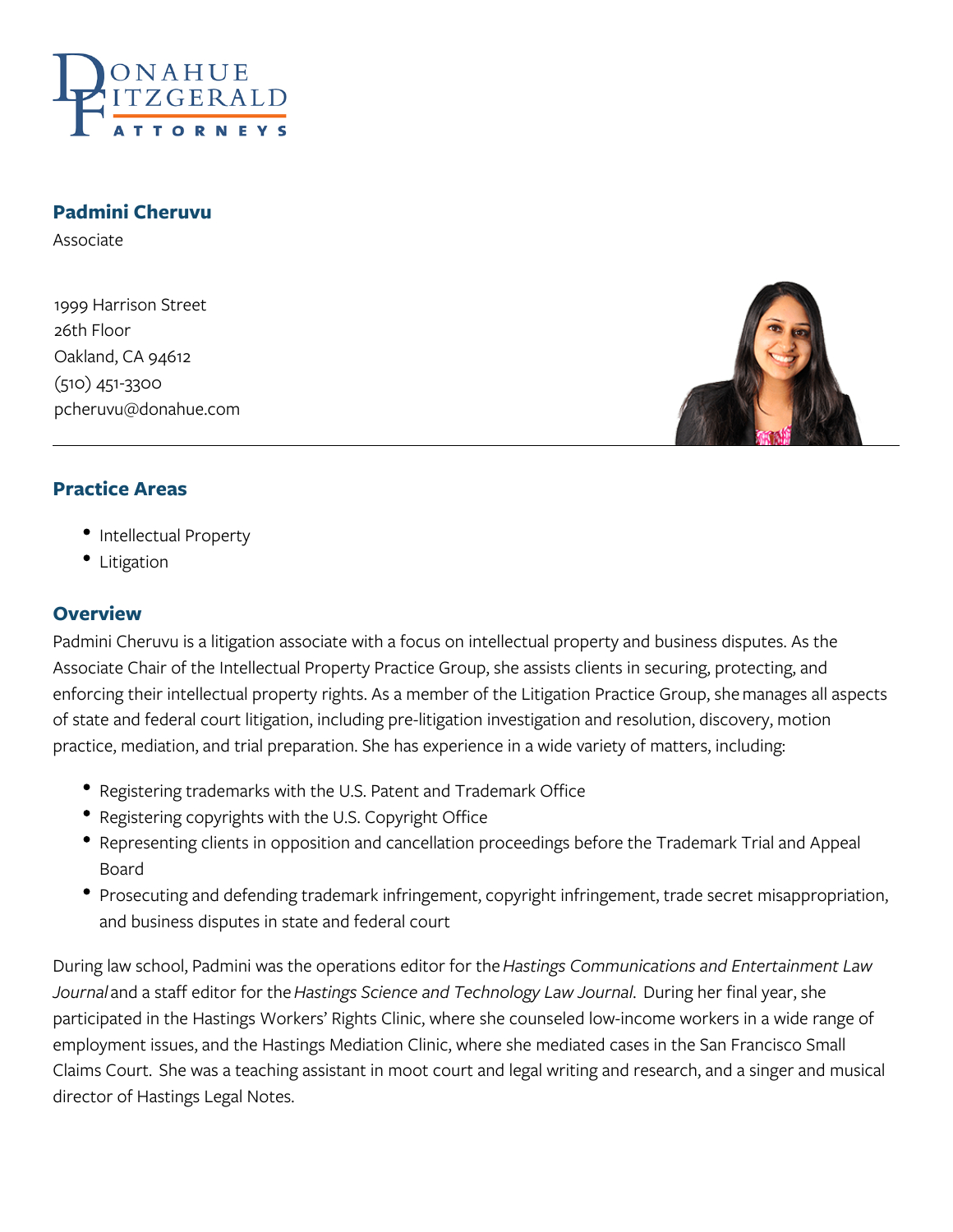# Padmini Cheruvu

Associate

1999 Harrison Street
26th Floor
Oakland, CA 94612
(510) 451-3300
pcheruvu@donahue.com

## Practice Areas

- Intellectual Property
- Litigation

## Overview

Padmini Cheruvu is a litigation associate with a focus on intellectual property and business disputes. As the Associate Chair of the Intellectual Property Practice Group, she assists clients in securing, protecting, and enforcing their intellectual property rights. As a member of the Litigation Practice Group, she manages all aspects of state and federal court litigation, including pre-litigation investigation and resolution, discovery, motion practice, mediation, and trial preparation. She has experience in a wide variety of matters, including:

- Registering trademarks with the U.S. Patent and Trademark Office
- Registering copyrights with the U.S. Copyright Office
- Representing clients in opposition and cancellation proceedings before the Trademark Trial and Appeal Board
- Prosecuting and defending trademark infringement, copyright infringement, trade secret misappropriation, and business disputes in state and federal court

During law school, Padmini was the operations editor for the *Hastings Communications and Entertainment Law Journal* and a staff editor for the *Hastings Science and Technology Law Journal*. During her final year, she participated in the Hastings Workers' Rights Clinic, where she counseled low-income workers in a wide range of employment issues, and the Hastings Mediation Clinic, where she mediated cases in the San Francisco Small Claims Court. She was a teaching assistant in moot court and legal writing and research, and a singer and musical director of Hastings Legal Notes.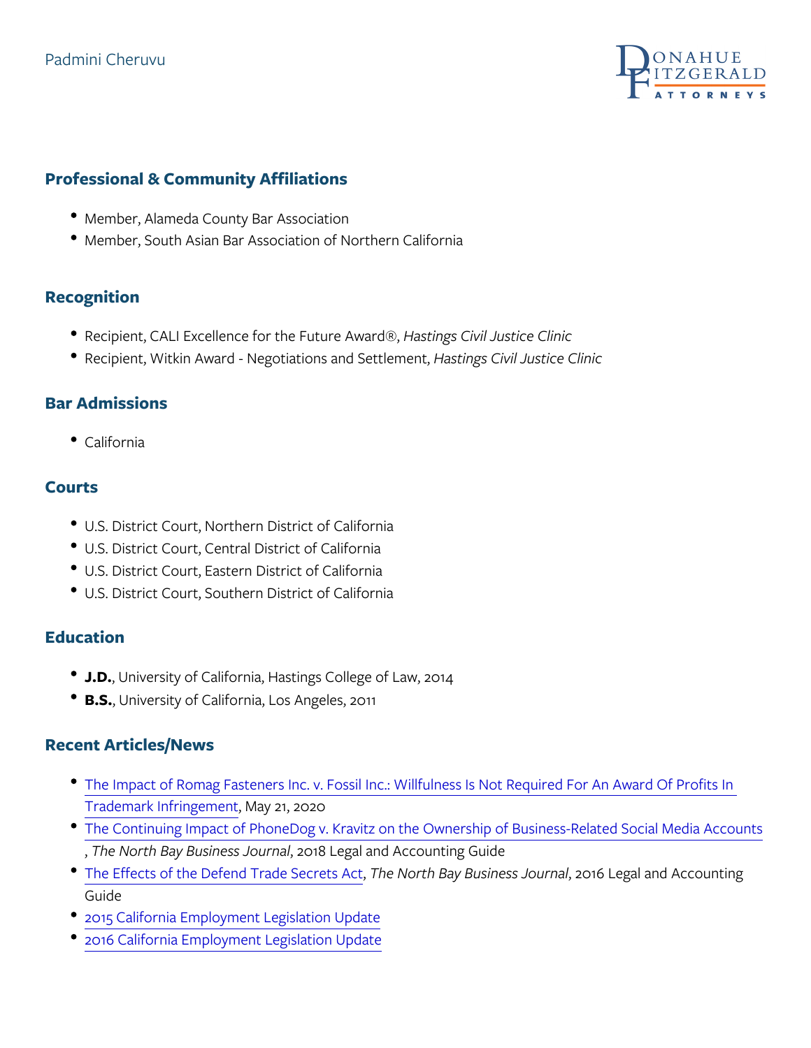## Professional & Community Affiliations

- Member, Alameda County Bar Association
- Member, South Asian Bar Association of Northern California

## Recognition

- Recipient, CALI Excellence for the Future Award®, *Hastings Civil Justice Clinic*
- Recipient, Witkin Award - Negotiations and Settlement, *Hastings Civil Justice Clinic*

## Bar Admissions

- California

## Courts

- U.S. District Court, Northern District of California
- U.S. District Court, Central District of California
- U.S. District Court, Eastern District of California
- U.S. District Court, Southern District of California

## Education

- **J.D.**, University of California, Hastings College of Law, 2014
- **B.S.**, University of California, Los Angeles, 2011

## Recent Articles/News

- The Impact of Romag Fasteners Inc. v. Fossil Inc.: Willfulness Is Not Required For An Award Of Profits In Trademark Infringement, May 21, 2020
- The Continuing Impact of PhoneDog v. Kravitz on the Ownership of Business-Related Social Media Accounts , *The North Bay Business Journal*, 2018 Legal and Accounting Guide
- The Effects of the Defend Trade Secrets Act, *The North Bay Business Journal*, 2016 Legal and Accounting Guide
- 2015 California Employment Legislation Update
- 2016 California Employment Legislation Update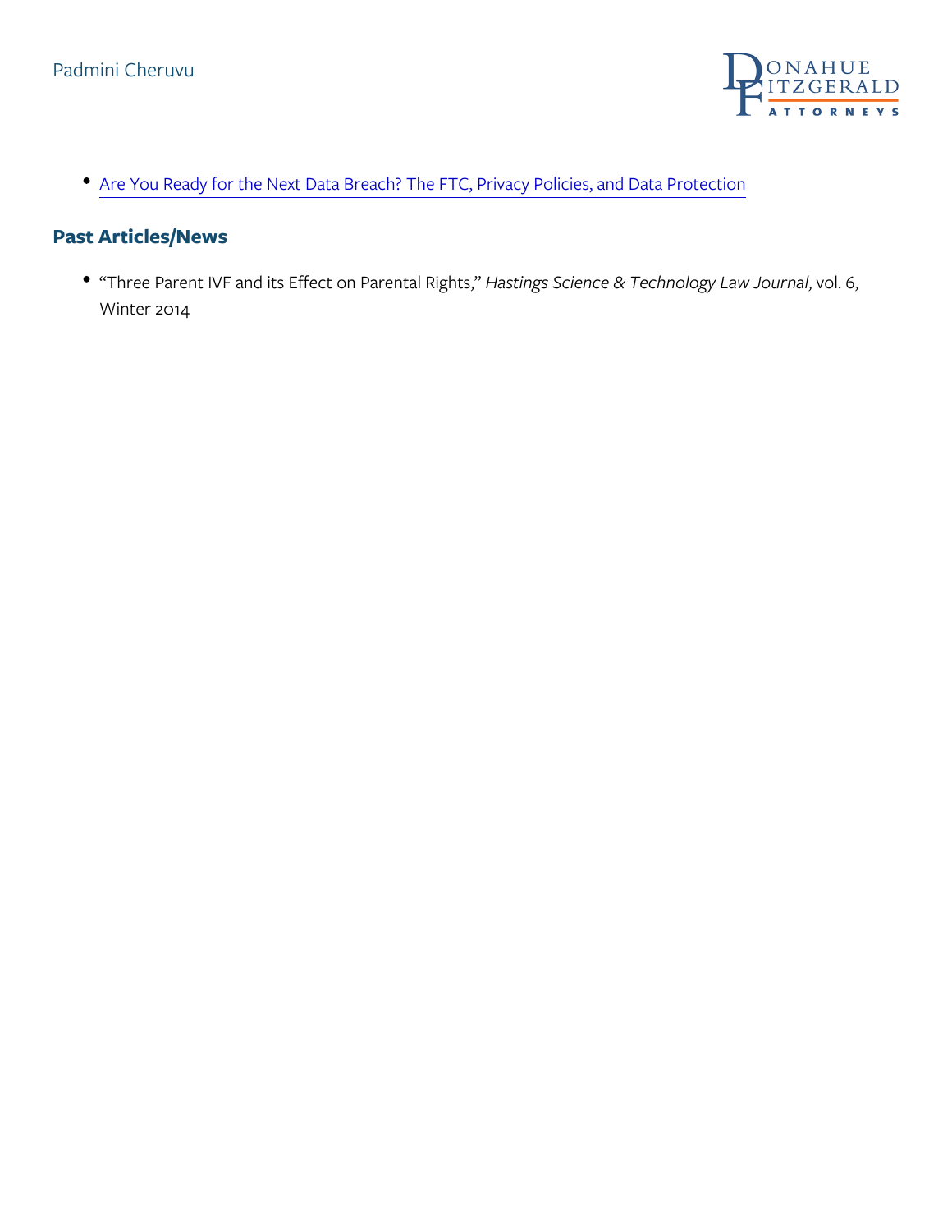- Are You Ready for the Next Data Breach? The FTC, Privacy Policies, and Data Protection

## Past Articles/News

- "Three Parent IVF and its Effect on Parental Rights," *Hastings Science & Technology Law Journal*, vol. 6, Winter 2014